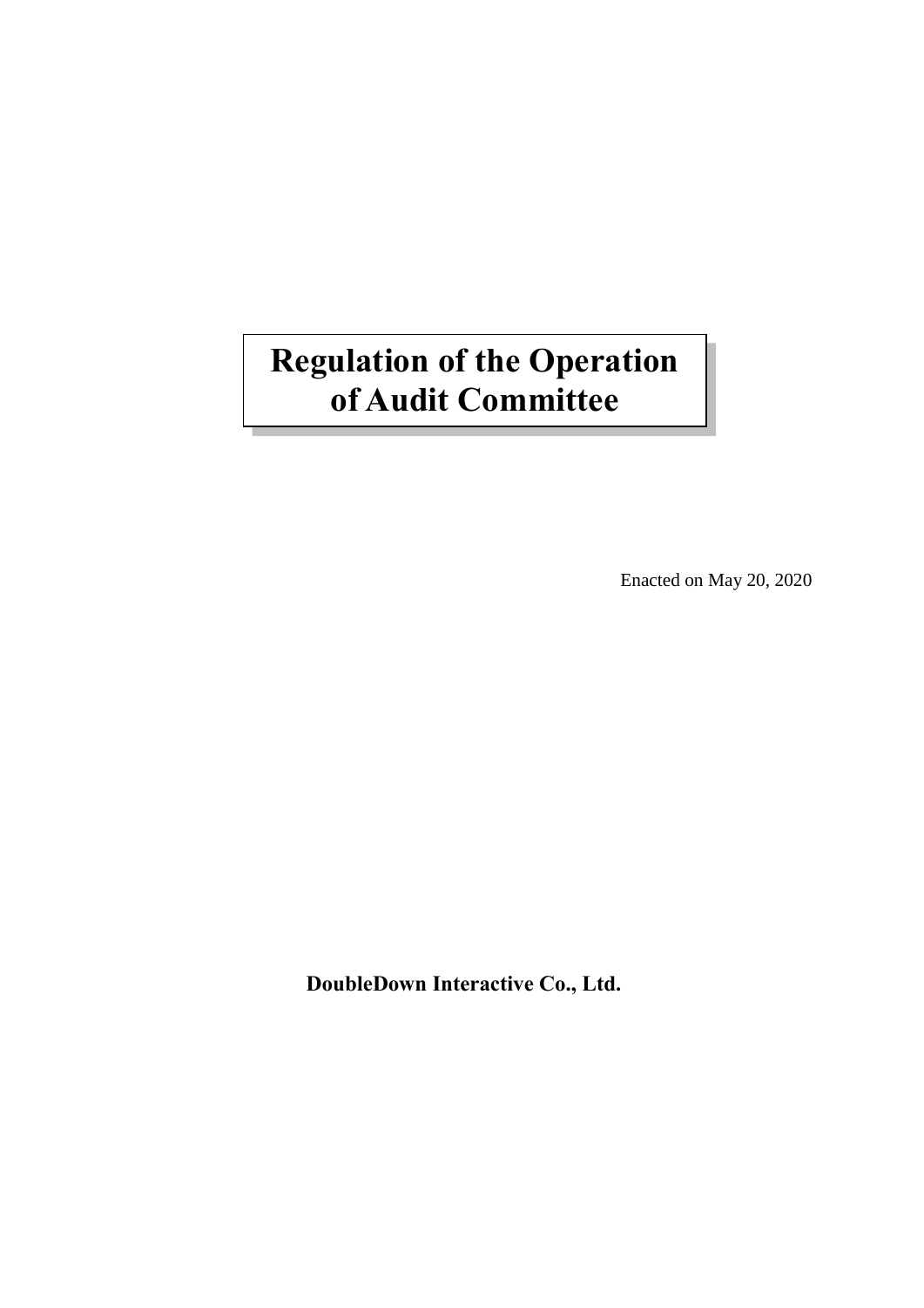# Regulation of the Operation of Audit Committee

Enacted on May 20, 2020

**DoubleDown Interactive Co., Ltd.**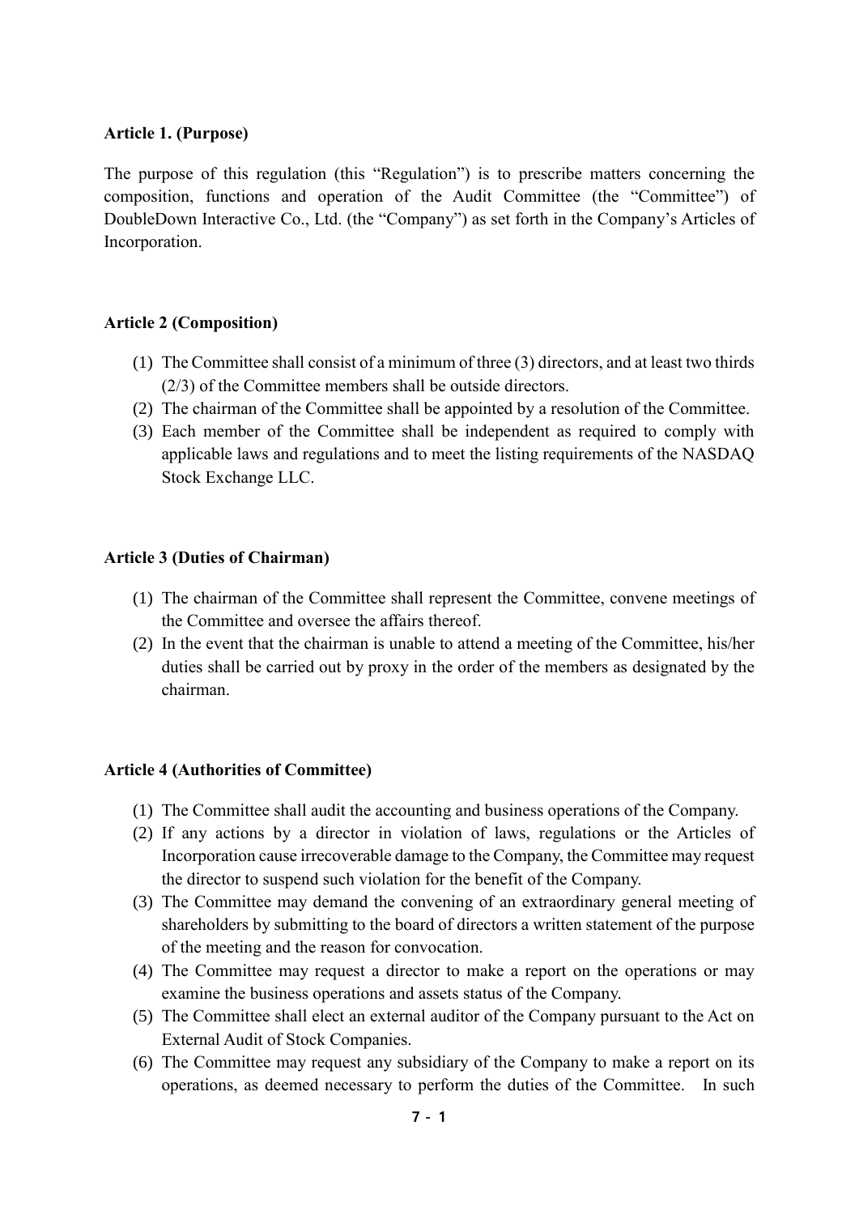**Article 1. (Purpose)**

The purpose of this regulation (this "Regulation") is to prescribe matters concerning the composition, functions and operation of the Audit Committee (the "Committee") of DoubleDown Interactive Co., Ltd. (the "Company") as set forth in the Company's Articles of Incorporation.

**Article 2 (Composition)**

(1) The Committee shall consist of a minimum of three (3) directors, and at least two thirds (2/3) of the Committee members shall be outside directors.
(2) The chairman of the Committee shall be appointed by a resolution of the Committee.
(3) Each member of the Committee shall be independent as required to comply with applicable laws and regulations and to meet the listing requirements of the NASDAQ Stock Exchange LLC.

**Article 3 (Duties of Chairman)**

(1) The chairman of the Committee shall represent the Committee, convene meetings of the Committee and oversee the affairs thereof.
(2) In the event that the chairman is unable to attend a meeting of the Committee, his/her duties shall be carried out by proxy in the order of the members as designated by the chairman.

**Article 4 (Authorities of Committee)**

(1) The Committee shall audit the accounting and business operations of the Company.
(2) If any actions by a director in violation of laws, regulations or the Articles of Incorporation cause irrecoverable damage to the Company, the Committee may request the director to suspend such violation for the benefit of the Company.
(3) The Committee may demand the convening of an extraordinary general meeting of shareholders by submitting to the board of directors a written statement of the purpose of the meeting and the reason for convocation.
(4) The Committee may request a director to make a report on the operations or may examine the business operations and assets status of the Company.
(5) The Committee shall elect an external auditor of the Company pursuant to the Act on External Audit of Stock Companies.
(6) The Committee may request any subsidiary of the Company to make a report on its operations, as deemed necessary to perform the duties of the Committee. In such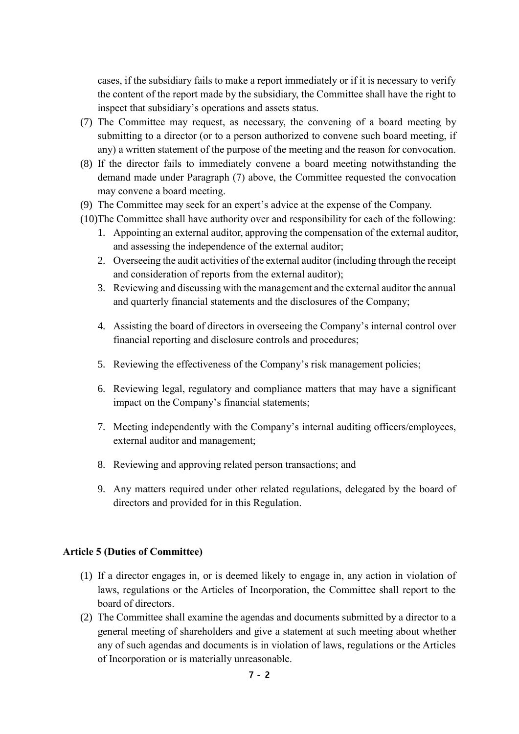cases, if the subsidiary fails to make a report immediately or if it is necessary to verify the content of the report made by the subsidiary, the Committee shall have the right to inspect that subsidiary's operations and assets status.

(7) The Committee may request, as necessary, the convening of a board meeting by submitting to a director (or to a person authorized to convene such board meeting, if any) a written statement of the purpose of the meeting and the reason for convocation.

(8) If the director fails to immediately convene a board meeting notwithstanding the demand made under Paragraph (7) above, the Committee requested the convocation may convene a board meeting.

(9) The Committee may seek for an expert's advice at the expense of the Company.

(10)The Committee shall have authority over and responsibility for each of the following:

1. Appointing an external auditor, approving the compensation of the external auditor, and assessing the independence of the external auditor;
2. Overseeing the audit activities of the external auditor (including through the receipt and consideration of reports from the external auditor);
3. Reviewing and discussing with the management and the external auditor the annual and quarterly financial statements and the disclosures of the Company;
4. Assisting the board of directors in overseeing the Company's internal control over financial reporting and disclosure controls and procedures;
5. Reviewing the effectiveness of the Company's risk management policies;
6. Reviewing legal, regulatory and compliance matters that may have a significant impact on the Company's financial statements;
7. Meeting independently with the Company's internal auditing officers/employees, external auditor and management;
8. Reviewing and approving related person transactions; and
9. Any matters required under other related regulations, delegated by the board of directors and provided for in this Regulation.

**Article 5 (Duties of Committee)**

(1) If a director engages in, or is deemed likely to engage in, any action in violation of laws, regulations or the Articles of Incorporation, the Committee shall report to the board of directors.

(2) The Committee shall examine the agendas and documents submitted by a director to a general meeting of shareholders and give a statement at such meeting about whether any of such agendas and documents is in violation of laws, regulations or the Articles of Incorporation or is materially unreasonable.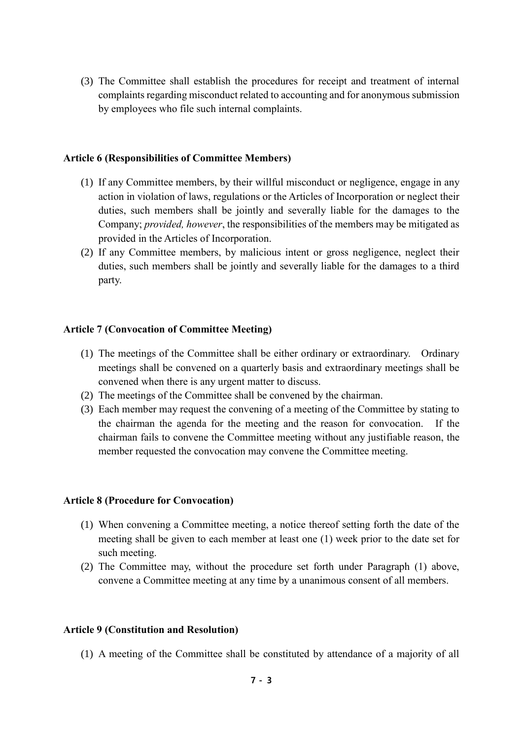(3) The Committee shall establish the procedures for receipt and treatment of internal complaints regarding misconduct related to accounting and for anonymous submission by employees who file such internal complaints.

**Article 6 (Responsibilities of Committee Members)**

(1) If any Committee members, by their willful misconduct or negligence, engage in any action in violation of laws, regulations or the Articles of Incorporation or neglect their duties, such members shall be jointly and severally liable for the damages to the Company; *provided, however*, the responsibilities of the members may be mitigated as provided in the Articles of Incorporation.

(2) If any Committee members, by malicious intent or gross negligence, neglect their duties, such members shall be jointly and severally liable for the damages to a third party.

**Article 7 (Convocation of Committee Meeting)**

(1) The meetings of the Committee shall be either ordinary or extraordinary. Ordinary meetings shall be convened on a quarterly basis and extraordinary meetings shall be convened when there is any urgent matter to discuss.

(2) The meetings of the Committee shall be convened by the chairman.

(3) Each member may request the convening of a meeting of the Committee by stating to the chairman the agenda for the meeting and the reason for convocation. If the chairman fails to convene the Committee meeting without any justifiable reason, the member requested the convocation may convene the Committee meeting.

**Article 8 (Procedure for Convocation)**

(1) When convening a Committee meeting, a notice thereof setting forth the date of the meeting shall be given to each member at least one (1) week prior to the date set for such meeting.

(2) The Committee may, without the procedure set forth under Paragraph (1) above, convene a Committee meeting at any time by a unanimous consent of all members.

**Article 9 (Constitution and Resolution)**

(1) A meeting of the Committee shall be constituted by attendance of a majority of all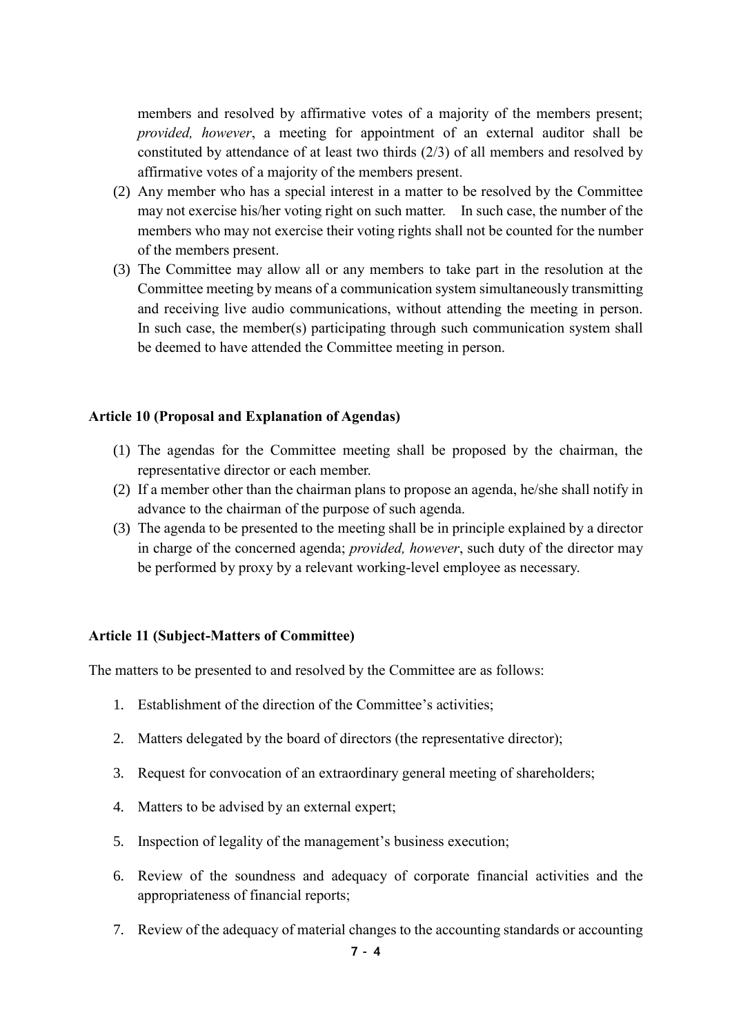members and resolved by affirmative votes of a majority of the members present; *provided, however*, a meeting for appointment of an external auditor shall be constituted by attendance of at least two thirds (2/3) of all members and resolved by affirmative votes of a majority of the members present.

(2) Any member who has a special interest in a matter to be resolved by the Committee may not exercise his/her voting right on such matter. In such case, the number of the members who may not exercise their voting rights shall not be counted for the number of the members present.

(3) The Committee may allow all or any members to take part in the resolution at the Committee meeting by means of a communication system simultaneously transmitting and receiving live audio communications, without attending the meeting in person. In such case, the member(s) participating through such communication system shall be deemed to have attended the Committee meeting in person.

**Article 10 (Proposal and Explanation of Agendas)**

(1) The agendas for the Committee meeting shall be proposed by the chairman, the representative director or each member.

(2) If a member other than the chairman plans to propose an agenda, he/she shall notify in advance to the chairman of the purpose of such agenda.

(3) The agenda to be presented to the meeting shall be in principle explained by a director in charge of the concerned agenda; *provided, however*, such duty of the director may be performed by proxy by a relevant working-level employee as necessary.

**Article 11 (Subject-Matters of Committee)**

The matters to be presented to and resolved by the Committee are as follows:

1. Establishment of the direction of the Committee's activities;
2. Matters delegated by the board of directors (the representative director);
3. Request for convocation of an extraordinary general meeting of shareholders;
4. Matters to be advised by an external expert;
5. Inspection of legality of the management's business execution;
6. Review of the soundness and adequacy of corporate financial activities and the appropriateness of financial reports;
7. Review of the adequacy of material changes to the accounting standards or accounting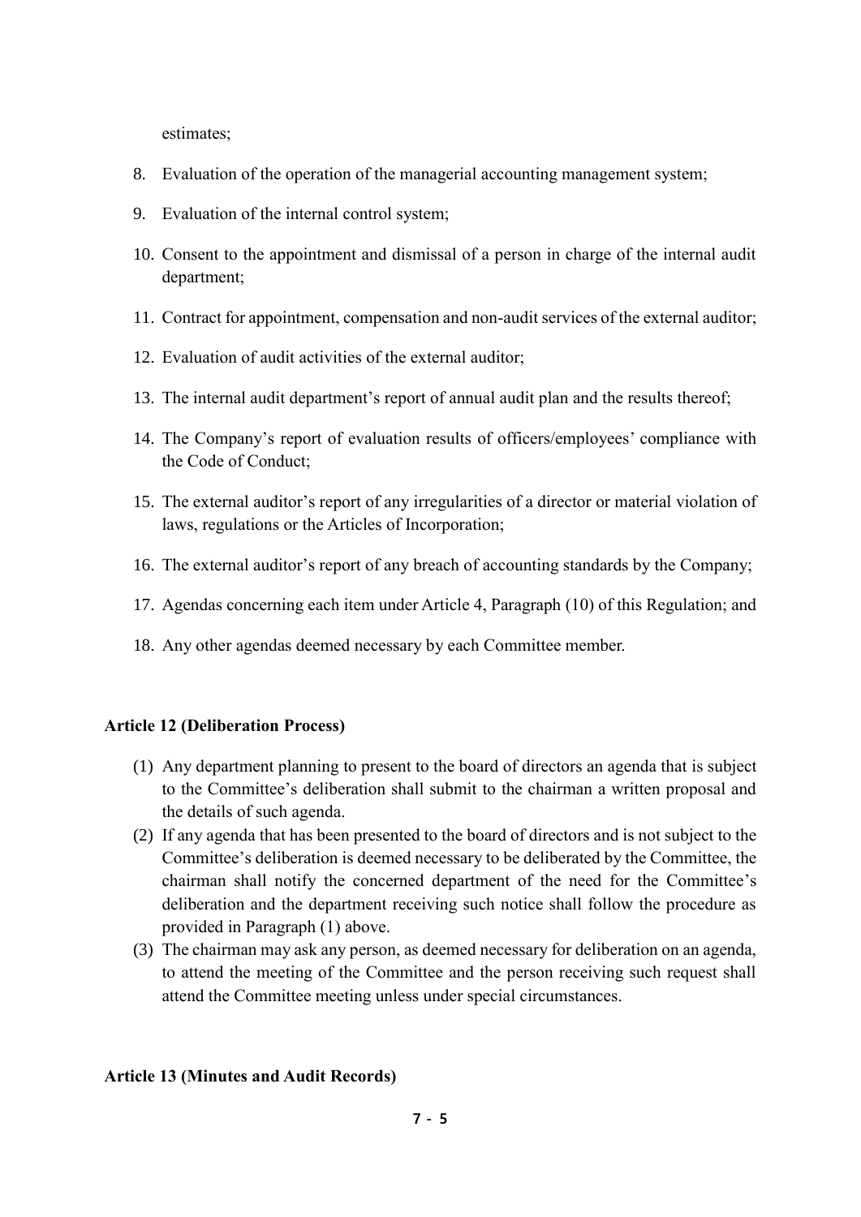estimates;

8. Evaluation of the operation of the managerial accounting management system;
9. Evaluation of the internal control system;
10. Consent to the appointment and dismissal of a person in charge of the internal audit department;
11. Contract for appointment, compensation and non-audit services of the external auditor;
12. Evaluation of audit activities of the external auditor;
13. The internal audit department's report of annual audit plan and the results thereof;
14. The Company's report of evaluation results of officers/employees' compliance with the Code of Conduct;
15. The external auditor's report of any irregularities of a director or material violation of laws, regulations or the Articles of Incorporation;
16. The external auditor's report of any breach of accounting standards by the Company;
17. Agendas concerning each item under Article 4, Paragraph (10) of this Regulation; and
18. Any other agendas deemed necessary by each Committee member.

**Article 12 (Deliberation Process)**

(1) Any department planning to present to the board of directors an agenda that is subject to the Committee's deliberation shall submit to the chairman a written proposal and the details of such agenda.

(2) If any agenda that has been presented to the board of directors and is not subject to the Committee's deliberation is deemed necessary to be deliberated by the Committee, the chairman shall notify the concerned department of the need for the Committee's deliberation and the department receiving such notice shall follow the procedure as provided in Paragraph (1) above.

(3) The chairman may ask any person, as deemed necessary for deliberation on an agenda, to attend the meeting of the Committee and the person receiving such request shall attend the Committee meeting unless under special circumstances.

**Article 13 (Minutes and Audit Records)**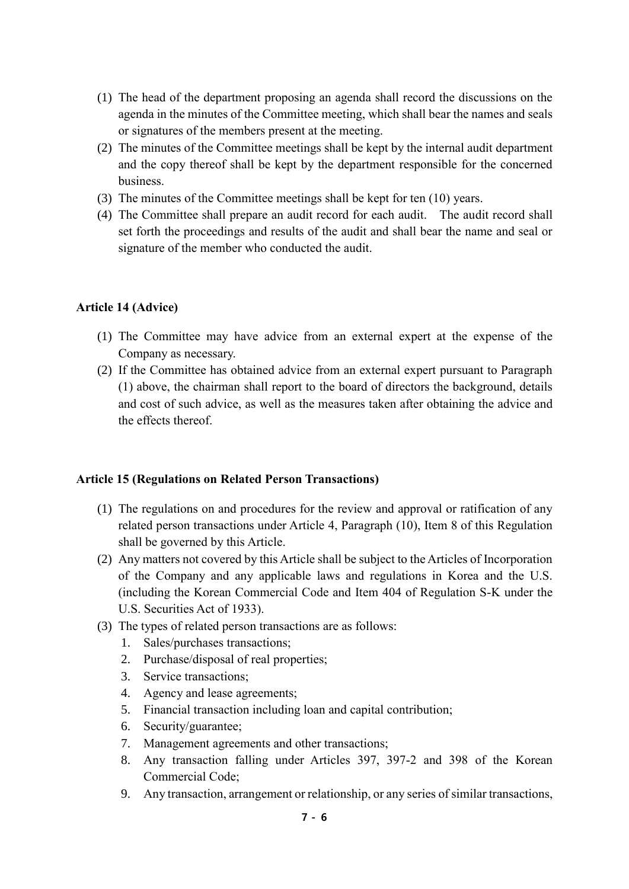(1) The head of the department proposing an agenda shall record the discussions on the agenda in the minutes of the Committee meeting, which shall bear the names and seals or signatures of the members present at the meeting.

(2) The minutes of the Committee meetings shall be kept by the internal audit department and the copy thereof shall be kept by the department responsible for the concerned business.

(3) The minutes of the Committee meetings shall be kept for ten (10) years.

(4) The Committee shall prepare an audit record for each audit. The audit record shall set forth the proceedings and results of the audit and shall bear the name and seal or signature of the member who conducted the audit.

**Article 14 (Advice)**

(1) The Committee may have advice from an external expert at the expense of the Company as necessary.

(2) If the Committee has obtained advice from an external expert pursuant to Paragraph (1) above, the chairman shall report to the board of directors the background, details and cost of such advice, as well as the measures taken after obtaining the advice and the effects thereof.

**Article 15 (Regulations on Related Person Transactions)**

(1) The regulations on and procedures for the review and approval or ratification of any related person transactions under Article 4, Paragraph (10), Item 8 of this Regulation shall be governed by this Article.

(2) Any matters not covered by this Article shall be subject to the Articles of Incorporation of the Company and any applicable laws and regulations in Korea and the U.S. (including the Korean Commercial Code and Item 404 of Regulation S-K under the U.S. Securities Act of 1933).

(3) The types of related person transactions are as follows:

1. Sales/purchases transactions;
2. Purchase/disposal of real properties;
3. Service transactions;
4. Agency and lease agreements;
5. Financial transaction including loan and capital contribution;
6. Security/guarantee;
7. Management agreements and other transactions;
8. Any transaction falling under Articles 397, 397-2 and 398 of the Korean Commercial Code;
9. Any transaction, arrangement or relationship, or any series of similar transactions,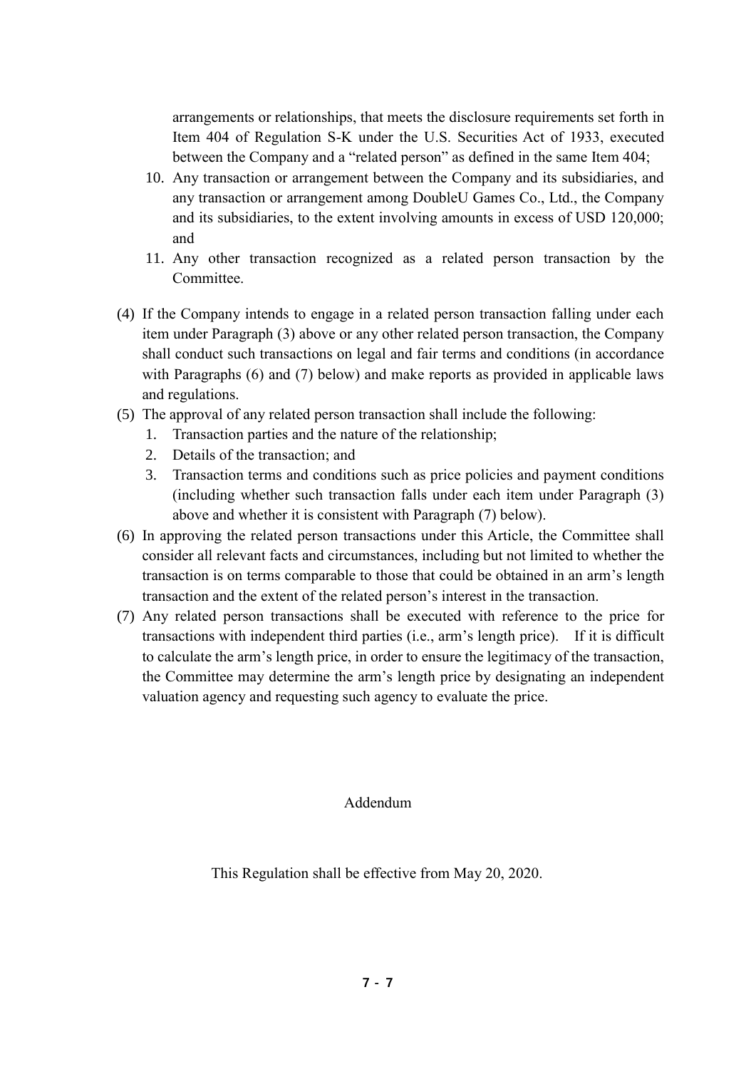arrangements or relationships, that meets the disclosure requirements set forth in Item 404 of Regulation S-K under the U.S. Securities Act of 1933, executed between the Company and a "related person" as defined in the same Item 404;

10. Any transaction or arrangement between the Company and its subsidiaries, and any transaction or arrangement among DoubleU Games Co., Ltd., the Company and its subsidiaries, to the extent involving amounts in excess of USD 120,000; and
11. Any other transaction recognized as a related person transaction by the Committee.

(4) If the Company intends to engage in a related person transaction falling under each item under Paragraph (3) above or any other related person transaction, the Company shall conduct such transactions on legal and fair terms and conditions (in accordance with Paragraphs (6) and (7) below) and make reports as provided in applicable laws and regulations.

(5) The approval of any related person transaction shall include the following:

1. Transaction parties and the nature of the relationship;
2. Details of the transaction; and
3. Transaction terms and conditions such as price policies and payment conditions (including whether such transaction falls under each item under Paragraph (3) above and whether it is consistent with Paragraph (7) below).

(6) In approving the related person transactions under this Article, the Committee shall consider all relevant facts and circumstances, including but not limited to whether the transaction is on terms comparable to those that could be obtained in an arm's length transaction and the extent of the related person's interest in the transaction.

(7) Any related person transactions shall be executed with reference to the price for transactions with independent third parties (i.e., arm's length price). If it is difficult to calculate the arm's length price, in order to ensure the legitimacy of the transaction, the Committee may determine the arm's length price by designating an independent valuation agency and requesting such agency to evaluate the price.

Addendum

This Regulation shall be effective from May 20, 2020.